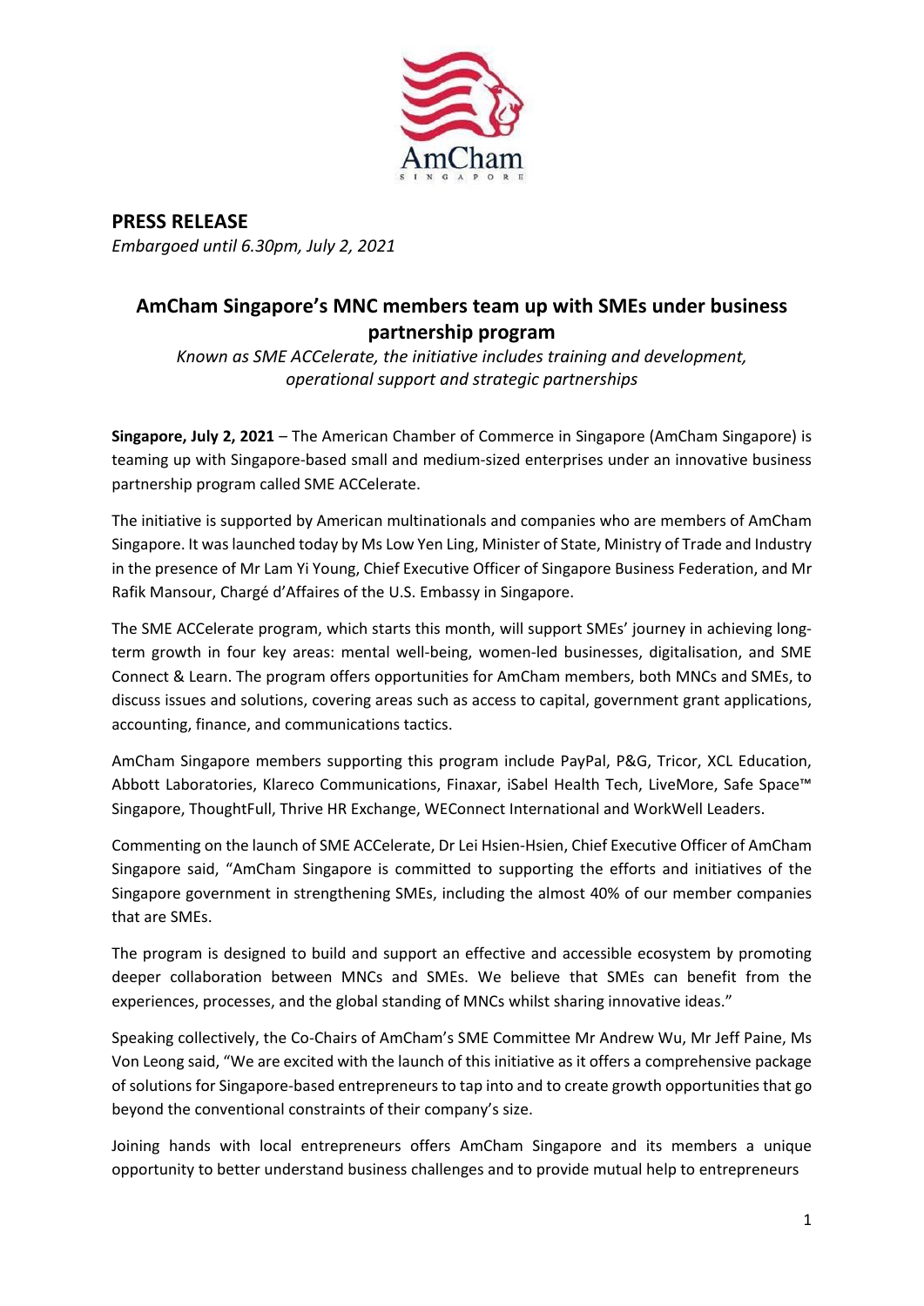**PRESS RELEASE**

*Embargoed until 6.30pm, July 2, 2021*

## AmCham Singapore's MNC members team up with SMEs under business partnership program

*Known as SME ACCelerate, the initiative includes training and development, operational support and strategic partnerships*

**Singapore, July 2, 2021** – The American Chamber of Commerce in Singapore (AmCham Singapore) is teaming up with Singapore-based small and medium-sized enterprises under an innovative business partnership program called SME ACCelerate.

The initiative is supported by American multinationals and companies who are members of AmCham Singapore. It was launched today by Ms Low Yen Ling, Minister of State, Ministry of Trade and Industry in the presence of Mr Lam Yi Young, Chief Executive Officer of Singapore Business Federation, and Mr Rafik Mansour, Chargé d'Affaires of the U.S. Embassy in Singapore.

The SME ACCelerate program, which starts this month, will support SMEs' journey in achieving long-term growth in four key areas: mental well-being, women-led businesses, digitalisation, and SME Connect & Learn. The program offers opportunities for AmCham members, both MNCs and SMEs, to discuss issues and solutions, covering areas such as access to capital, government grant applications, accounting, finance, and communications tactics.

AmCham Singapore members supporting this program include PayPal, P&G, Tricor, XCL Education, Abbott Laboratories, Klareco Communications, Finaxar, iSabel Health Tech, LiveMore, Safe Space™ Singapore, ThoughtFull, Thrive HR Exchange, WEConnect International and WorkWell Leaders.

Commenting on the launch of SME ACCelerate, Dr Lei Hsien-Hsien, Chief Executive Officer of AmCham Singapore said, "AmCham Singapore is committed to supporting the efforts and initiatives of the Singapore government in strengthening SMEs, including the almost 40% of our member companies that are SMEs.

The program is designed to build and support an effective and accessible ecosystem by promoting deeper collaboration between MNCs and SMEs. We believe that SMEs can benefit from the experiences, processes, and the global standing of MNCs whilst sharing innovative ideas."

Speaking collectively, the Co-Chairs of AmCham's SME Committee Mr Andrew Wu, Mr Jeff Paine, Ms Von Leong said, "We are excited with the launch of this initiative as it offers a comprehensive package of solutions for Singapore-based entrepreneurs to tap into and to create growth opportunities that go beyond the conventional constraints of their company's size.

Joining hands with local entrepreneurs offers AmCham Singapore and its members a unique opportunity to better understand business challenges and to provide mutual help to entrepreneurs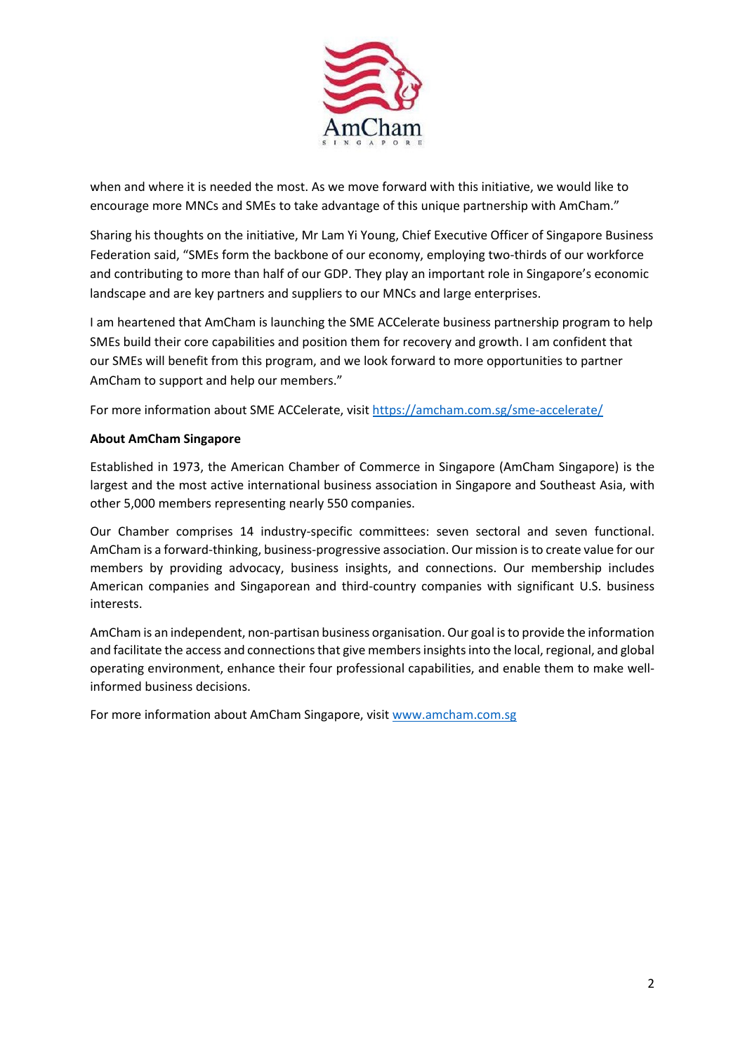when and where it is needed the most. As we move forward with this initiative, we would like to encourage more MNCs and SMEs to take advantage of this unique partnership with AmCham."

Sharing his thoughts on the initiative, Mr Lam Yi Young, Chief Executive Officer of Singapore Business Federation said, "SMEs form the backbone of our economy, employing two-thirds of our workforce and contributing to more than half of our GDP. They play an important role in Singapore's economic landscape and are key partners and suppliers to our MNCs and large enterprises.

I am heartened that AmCham is launching the SME ACCelerate business partnership program to help SMEs build their core capabilities and position them for recovery and growth. I am confident that our SMEs will benefit from this program, and we look forward to more opportunities to partner AmCham to support and help our members."

For more information about SME ACCelerate, visit [https://amcham.com.sg/sme-accelerate/](https://amcham.com.sg/sme-accelerate/)

**About AmCham Singapore**

Established in 1973, the American Chamber of Commerce in Singapore (AmCham Singapore) is the largest and the most active international business association in Singapore and Southeast Asia, with other 5,000 members representing nearly 550 companies.

Our Chamber comprises 14 industry-specific committees: seven sectoral and seven functional. AmCham is a forward-thinking, business-progressive association. Our mission is to create value for our members by providing advocacy, business insights, and connections. Our membership includes American companies and Singaporean and third-country companies with significant U.S. business interests.

AmCham is an independent, non-partisan business organisation. Our goal is to provide the information and facilitate the access and connections that give members insights into the local, regional, and global operating environment, enhance their four professional capabilities, and enable them to make well-informed business decisions.

For more information about AmCham Singapore, visit [www.amcham.com.sg](http://www.amcham.com.sg)